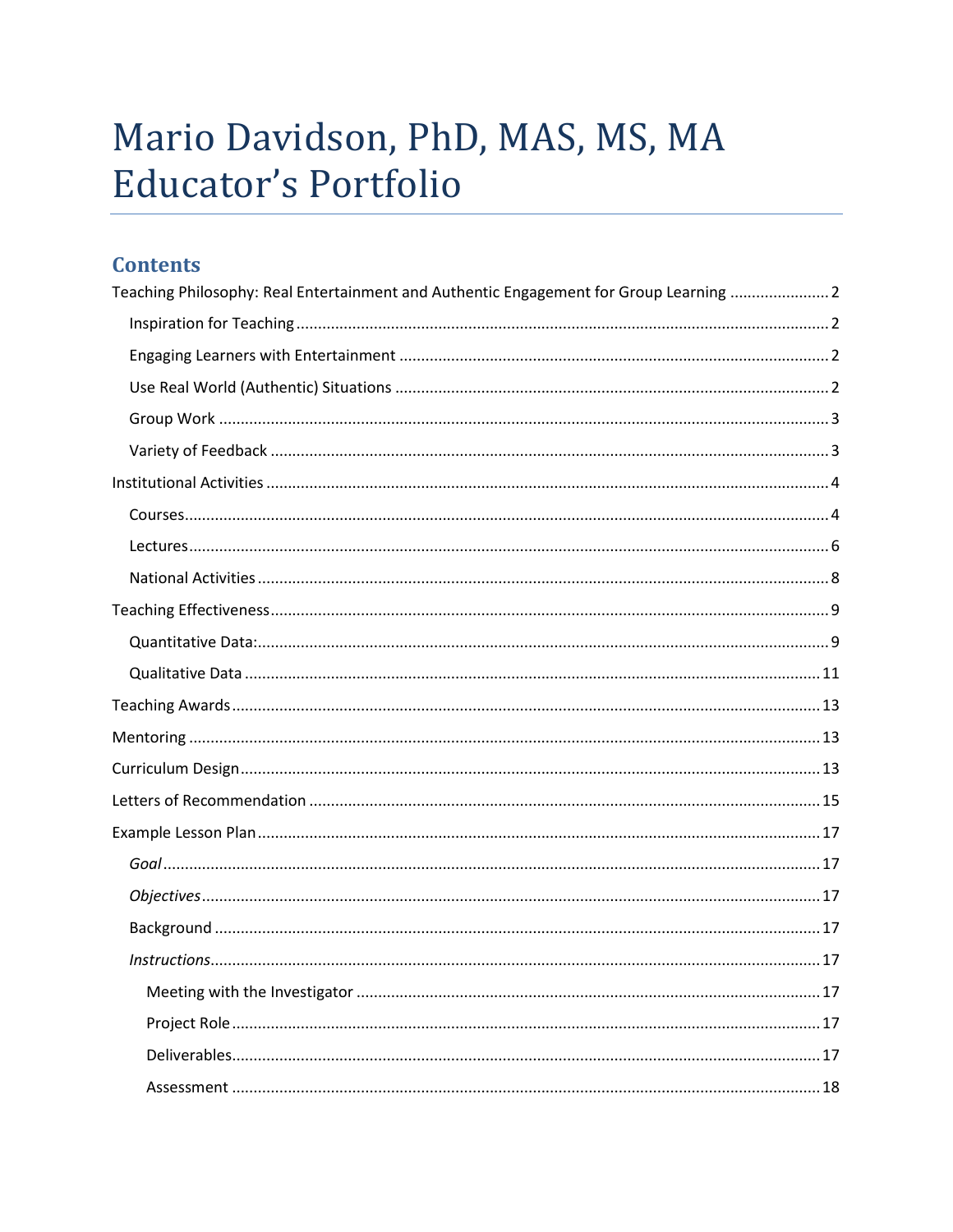# Mario Davidson, PhD, MAS, MS, MA Educator's Portfolio

## Contents

Teaching Philosophy: Real Entertainment and Authentic Engagement for Group Learning ....................... 2

- Inspiration for Teaching ........................................................................................................... 2
- Engaging Learners with Entertainment .................................................................................. 2
- Use Real World (Authentic) Situations .................................................................................... 2
- Group Work ............................................................................................................................ 3
- Variety of Feedback ................................................................................................................ 3

Institutional Activities ..................................................................................................................... 4

- Courses.................................................................................................................................... 4
- Lectures................................................................................................................................... 6
- National Activities ................................................................................................................... 8

Teaching Effectiveness.................................................................................................................... 9

- Quantitative Data:................................................................................................................... 9
- Qualitative Data .................................................................................................................... 11

Teaching Awards........................................................................................................................... 13

Mentoring ..................................................................................................................................... 13

Curriculum Design......................................................................................................................... 13

Letters of Recommendation ......................................................................................................... 15

Example Lesson Plan..................................................................................................................... 17

- *Goal* ...................................................................................................................................... 17
- *Objectives*............................................................................................................................. 17
- Background ........................................................................................................................... 17
- *Instructions*............................................................................................................................ 17
  - Meeting with the Investigator ........................................................................................... 17
  - Project Role ....................................................................................................................... 17
  - Deliverables....................................................................................................................... 17
  - Assessment ....................................................................................................................... 18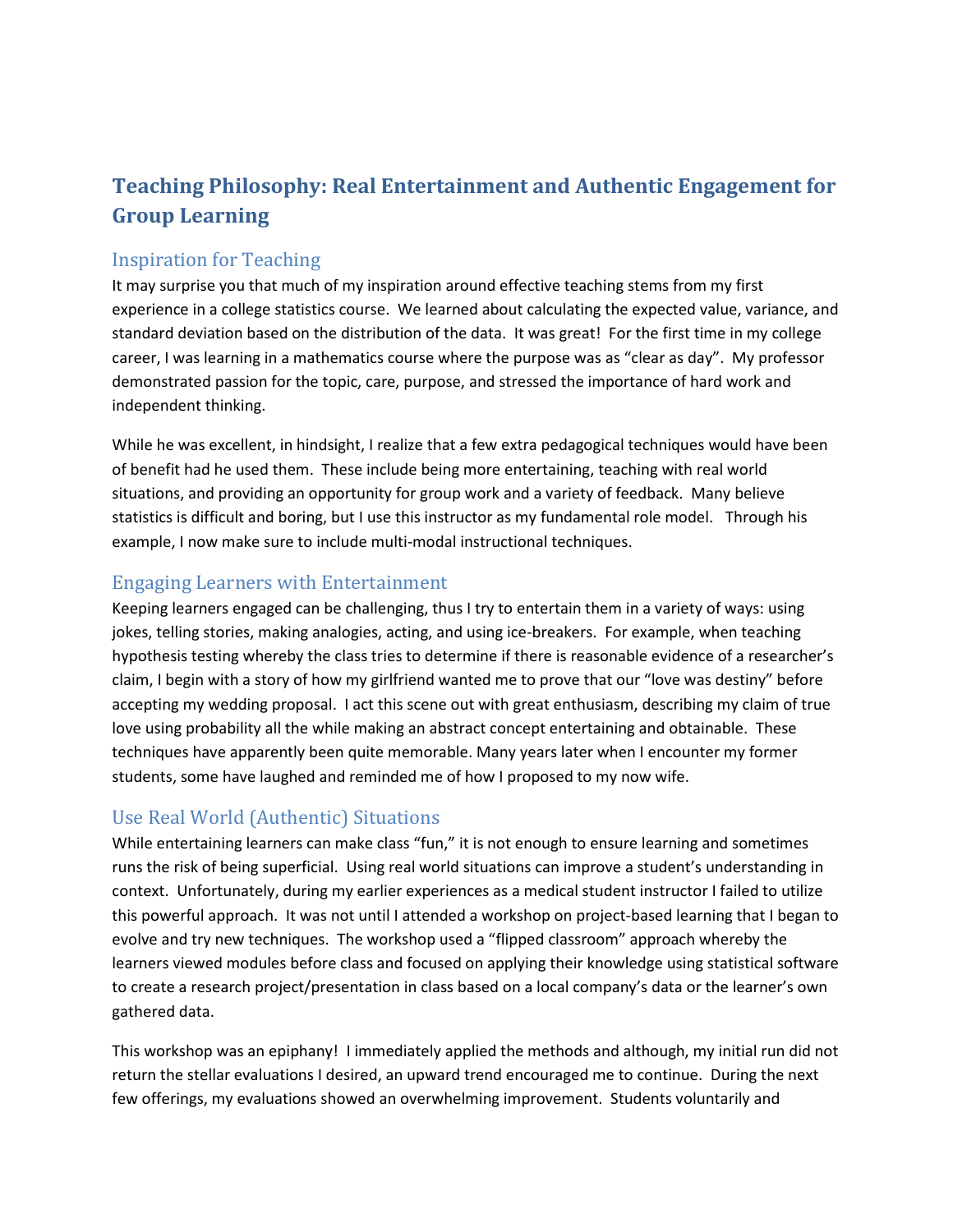# Teaching Philosophy: Real Entertainment and Authentic Engagement for Group Learning

## Inspiration for Teaching

It may surprise you that much of my inspiration around effective teaching stems from my first experience in a college statistics course. We learned about calculating the expected value, variance, and standard deviation based on the distribution of the data. It was great! For the first time in my college career, I was learning in a mathematics course where the purpose was as "clear as day". My professor demonstrated passion for the topic, care, purpose, and stressed the importance of hard work and independent thinking.

While he was excellent, in hindsight, I realize that a few extra pedagogical techniques would have been of benefit had he used them. These include being more entertaining, teaching with real world situations, and providing an opportunity for group work and a variety of feedback. Many believe statistics is difficult and boring, but I use this instructor as my fundamental role model. Through his example, I now make sure to include multi-modal instructional techniques.

## Engaging Learners with Entertainment

Keeping learners engaged can be challenging, thus I try to entertain them in a variety of ways: using jokes, telling stories, making analogies, acting, and using ice-breakers. For example, when teaching hypothesis testing whereby the class tries to determine if there is reasonable evidence of a researcher's claim, I begin with a story of how my girlfriend wanted me to prove that our "love was destiny" before accepting my wedding proposal. I act this scene out with great enthusiasm, describing my claim of true love using probability all the while making an abstract concept entertaining and obtainable. These techniques have apparently been quite memorable. Many years later when I encounter my former students, some have laughed and reminded me of how I proposed to my now wife.

## Use Real World (Authentic) Situations

While entertaining learners can make class "fun," it is not enough to ensure learning and sometimes runs the risk of being superficial. Using real world situations can improve a student's understanding in context. Unfortunately, during my earlier experiences as a medical student instructor I failed to utilize this powerful approach. It was not until I attended a workshop on project-based learning that I began to evolve and try new techniques. The workshop used a "flipped classroom" approach whereby the learners viewed modules before class and focused on applying their knowledge using statistical software to create a research project/presentation in class based on a local company's data or the learner's own gathered data.

This workshop was an epiphany! I immediately applied the methods and although, my initial run did not return the stellar evaluations I desired, an upward trend encouraged me to continue. During the next few offerings, my evaluations showed an overwhelming improvement. Students voluntarily and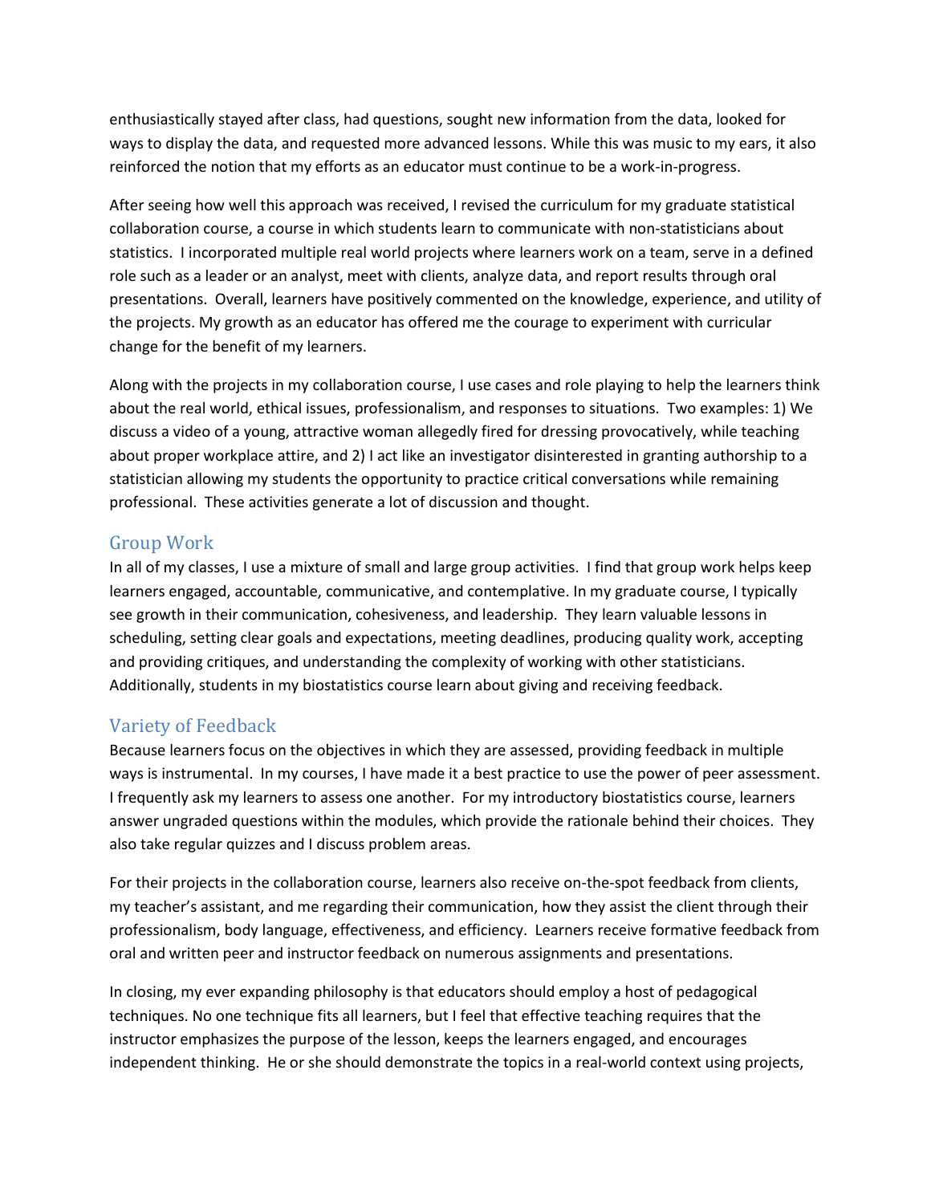enthusiastically stayed after class, had questions, sought new information from the data, looked for ways to display the data, and requested more advanced lessons. While this was music to my ears, it also reinforced the notion that my efforts as an educator must continue to be a work-in-progress.

After seeing how well this approach was received, I revised the curriculum for my graduate statistical collaboration course, a course in which students learn to communicate with non-statisticians about statistics. I incorporated multiple real world projects where learners work on a team, serve in a defined role such as a leader or an analyst, meet with clients, analyze data, and report results through oral presentations. Overall, learners have positively commented on the knowledge, experience, and utility of the projects. My growth as an educator has offered me the courage to experiment with curricular change for the benefit of my learners.

Along with the projects in my collaboration course, I use cases and role playing to help the learners think about the real world, ethical issues, professionalism, and responses to situations. Two examples: 1) We discuss a video of a young, attractive woman allegedly fired for dressing provocatively, while teaching about proper workplace attire, and 2) I act like an investigator disinterested in granting authorship to a statistician allowing my students the opportunity to practice critical conversations while remaining professional. These activities generate a lot of discussion and thought.

## Group Work

In all of my classes, I use a mixture of small and large group activities. I find that group work helps keep learners engaged, accountable, communicative, and contemplative. In my graduate course, I typically see growth in their communication, cohesiveness, and leadership. They learn valuable lessons in scheduling, setting clear goals and expectations, meeting deadlines, producing quality work, accepting and providing critiques, and understanding the complexity of working with other statisticians. Additionally, students in my biostatistics course learn about giving and receiving feedback.

## Variety of Feedback

Because learners focus on the objectives in which they are assessed, providing feedback in multiple ways is instrumental. In my courses, I have made it a best practice to use the power of peer assessment. I frequently ask my learners to assess one another. For my introductory biostatistics course, learners answer ungraded questions within the modules, which provide the rationale behind their choices. They also take regular quizzes and I discuss problem areas.

For their projects in the collaboration course, learners also receive on-the-spot feedback from clients, my teacher's assistant, and me regarding their communication, how they assist the client through their professionalism, body language, effectiveness, and efficiency. Learners receive formative feedback from oral and written peer and instructor feedback on numerous assignments and presentations.

In closing, my ever expanding philosophy is that educators should employ a host of pedagogical techniques. No one technique fits all learners, but I feel that effective teaching requires that the instructor emphasizes the purpose of the lesson, keeps the learners engaged, and encourages independent thinking. He or she should demonstrate the topics in a real-world context using projects,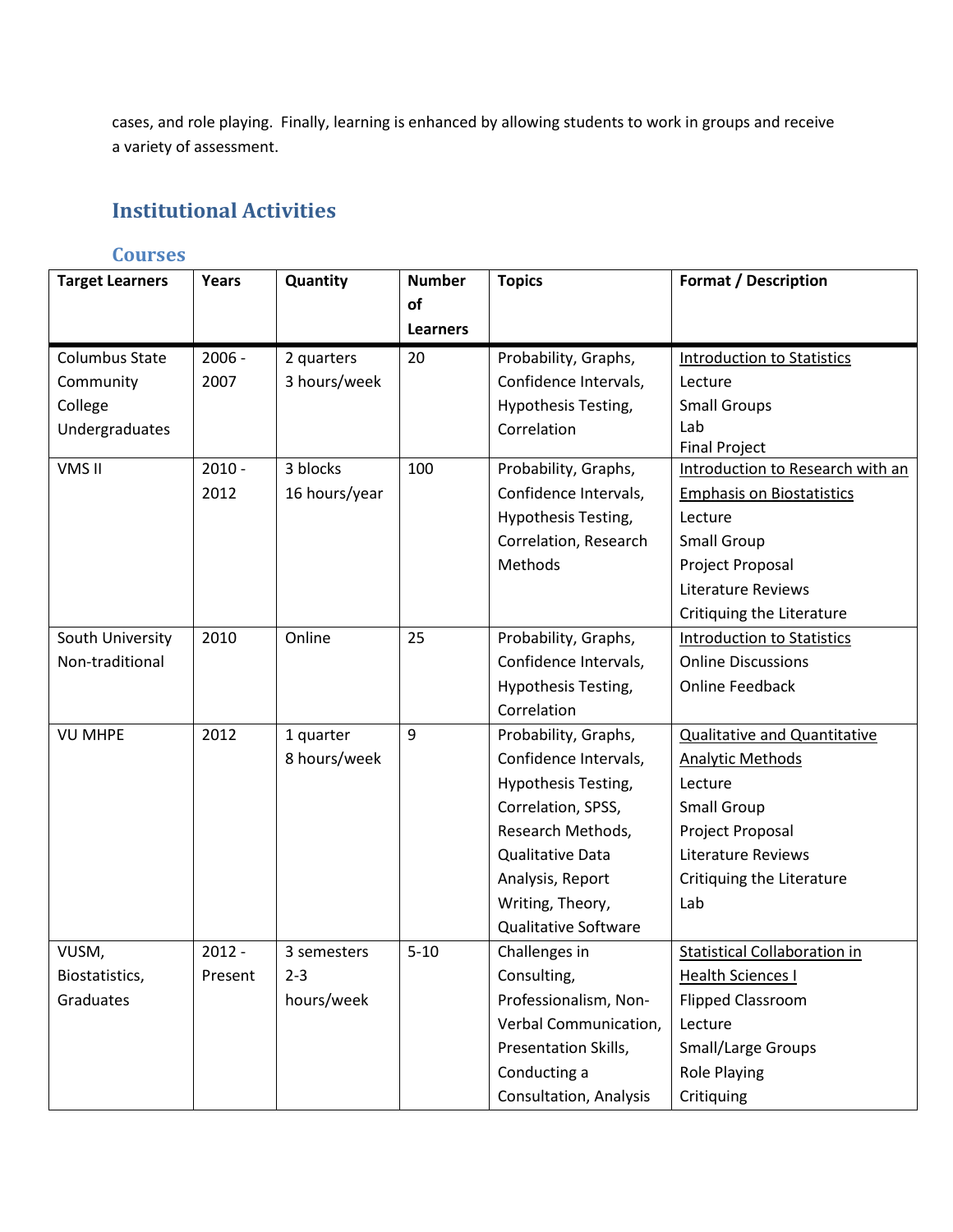cases, and role playing.  Finally, learning is enhanced by allowing students to work in groups and receive a variety of assessment.

## Institutional Activities

### Courses

| Target Learners | Years | Quantity | Number of Learners | Topics | Format / Description |
|---|---|---|---|---|---|
| Columbus State Community College Undergraduates | 2006 - 2007 | 2 quarters 3 hours/week | 20 | Probability, Graphs, Confidence Intervals, Hypothesis Testing, Correlation | Introduction to Statistics<br>Lecture<br>Small Groups<br>Lab<br>Final Project |
| VMS II | 2010 - 2012 | 3 blocks 16 hours/year | 100 | Probability, Graphs, Confidence Intervals, Hypothesis Testing, Correlation, Research Methods | Introduction to Research with an Emphasis on Biostatistics<br>Lecture<br>Small Group<br>Project Proposal<br>Literature Reviews<br>Critiquing the Literature |
| South University Non-traditional | 2010 | Online | 25 | Probability, Graphs, Confidence Intervals, Hypothesis Testing, Correlation | Introduction to Statistics<br>Online Discussions<br>Online Feedback |
| VU MHPE | 2012 | 1 quarter 8 hours/week | 9 | Probability, Graphs, Confidence Intervals, Hypothesis Testing, Correlation, SPSS, Research Methods, Qualitative Data Analysis, Report Writing, Theory, Qualitative Software | Qualitative and Quantitative Analytic Methods<br>Lecture<br>Small Group<br>Project Proposal<br>Literature Reviews<br>Critiquing the Literature<br>Lab |
| VUSM, Biostatistics, Graduates | 2012 - Present | 3 semesters 2-3 hours/week | 5-10 | Challenges in Consulting, Professionalism, Non-Verbal Communication, Presentation Skills, Conducting a Consultation, Analysis | Statistical Collaboration in Health Sciences I<br>Flipped Classroom<br>Lecture<br>Small/Large Groups<br>Role Playing<br>Critiquing |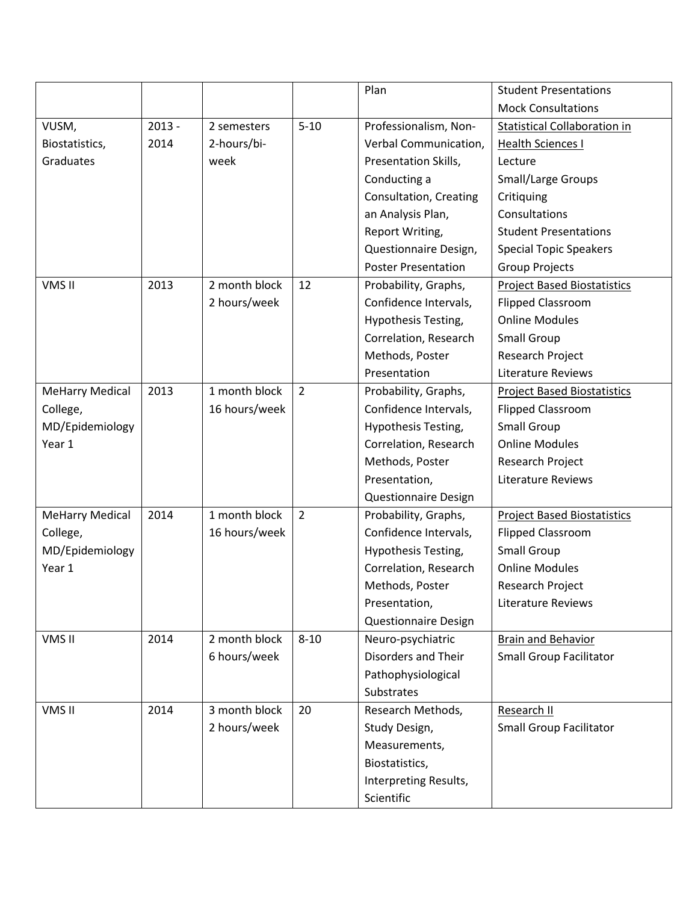| | | | | Plan | Student Presentations<br>Mock Consultations |
|---|---|---|---|---|---|
| VUSM, Biostatistics, Graduates | 2013 - 2014 | 2 semesters 2-hours/bi-week | 5-10 | Professionalism, Non-Verbal Communication, Presentation Skills, Conducting a Consultation, Creating an Analysis Plan, Report Writing, Questionnaire Design, Poster Presentation | <u>Statistical Collaboration in Health Sciences I</u><br>Lecture<br>Small/Large Groups<br>Critiquing<br>Consultations<br>Student Presentations<br>Special Topic Speakers<br>Group Projects |
| VMS II | 2013 | 2 month block 2 hours/week | 12 | Probability, Graphs, Confidence Intervals, Hypothesis Testing, Correlation, Research Methods, Poster Presentation | <u>Project Based Biostatistics</u><br>Flipped Classroom<br>Online Modules<br>Small Group<br>Research Project<br>Literature Reviews |
| MeHarry Medical College, MD/Epidemiology Year 1 | 2013 | 1 month block 16 hours/week | 2 | Probability, Graphs, Confidence Intervals, Hypothesis Testing, Correlation, Research Methods, Poster Presentation, Questionnaire Design | <u>Project Based Biostatistics</u><br>Flipped Classroom<br>Small Group<br>Online Modules<br>Research Project<br>Literature Reviews |
| MeHarry Medical College, MD/Epidemiology Year 1 | 2014 | 1 month block 16 hours/week | 2 | Probability, Graphs, Confidence Intervals, Hypothesis Testing, Correlation, Research Methods, Poster Presentation, Questionnaire Design | <u>Project Based Biostatistics</u><br>Flipped Classroom<br>Small Group<br>Online Modules<br>Research Project<br>Literature Reviews |
| VMS II | 2014 | 2 month block 6 hours/week | 8-10 | Neuro-psychiatric Disorders and Their Pathophysiological Substrates | <u>Brain and Behavior</u><br>Small Group Facilitator |
| VMS II | 2014 | 3 month block 2 hours/week | 20 | Research Methods, Study Design, Measurements, Biostatistics, Interpreting Results, Scientific | <u>Research II</u><br>Small Group Facilitator |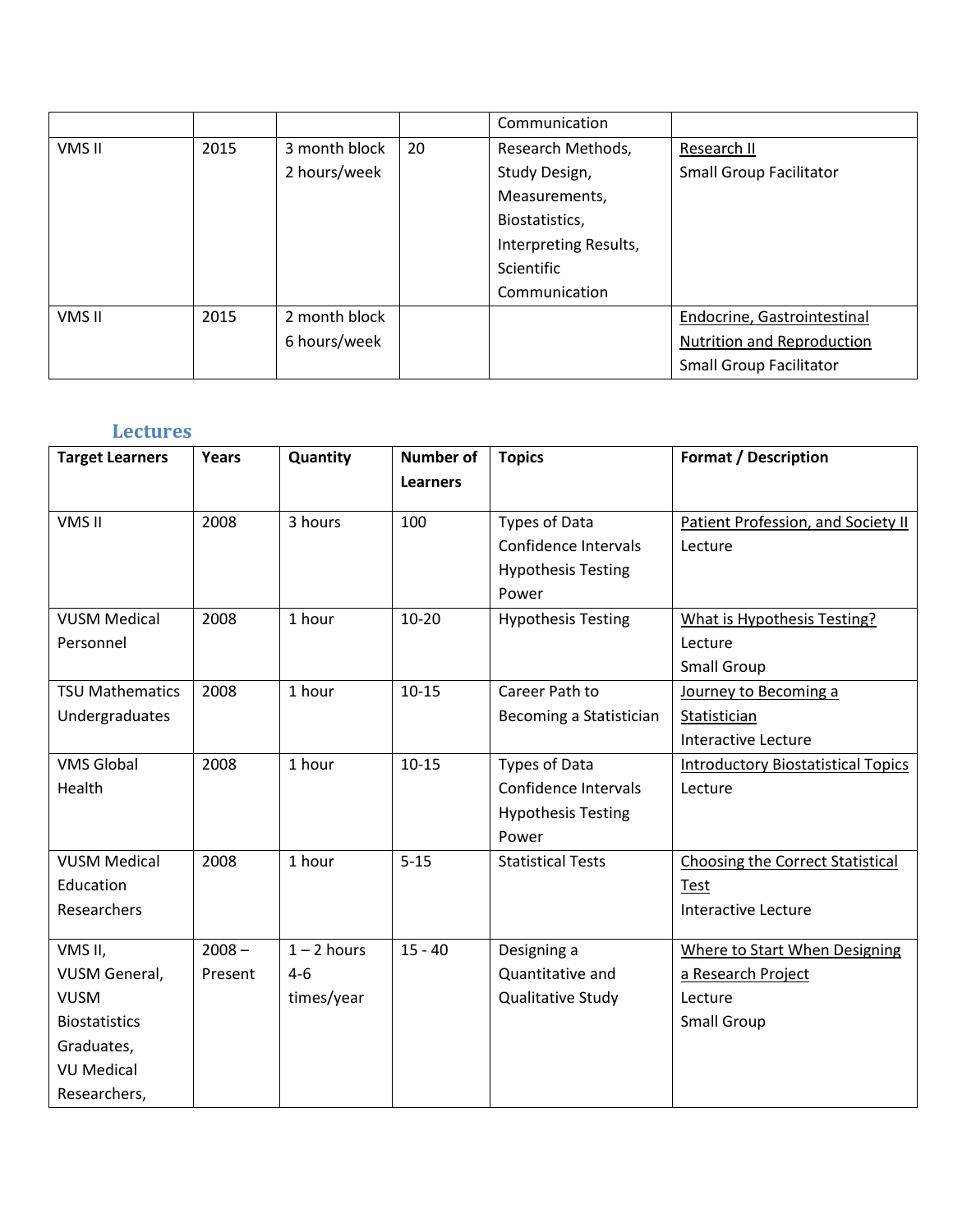| | | | | Communication | |
|---|---|---|---|---|---|
| VMS II | 2015 | 3 month block<br>2 hours/week | 20 | Research Methods, Study Design, Measurements, Biostatistics, Interpreting Results, Scientific Communication | Research II<br>Small Group Facilitator |
| VMS II | 2015 | 2 month block<br>6 hours/week | | | Endocrine, Gastrointestinal Nutrition and Reproduction<br>Small Group Facilitator |

## Lectures

| Target Learners | Years | Quantity | Number of Learners | Topics | Format / Description |
|---|---|---|---|---|---|
| VMS II | 2008 | 3 hours | 100 | Types of Data<br>Confidence Intervals<br>Hypothesis Testing<br>Power | Patient Profession, and Society II<br>Lecture |
| VUSM Medical Personnel | 2008 | 1 hour | 10-20 | Hypothesis Testing | What is Hypothesis Testing?<br>Lecture<br>Small Group |
| TSU Mathematics Undergraduates | 2008 | 1 hour | 10-15 | Career Path to Becoming a Statistician | Journey to Becoming a Statistician<br>Interactive Lecture |
| VMS Global Health | 2008 | 1 hour | 10-15 | Types of Data<br>Confidence Intervals<br>Hypothesis Testing<br>Power | Introductory Biostatistical Topics<br>Lecture |
| VUSM Medical Education Researchers | 2008 | 1 hour | 5-15 | Statistical Tests | Choosing the Correct Statistical Test<br>Interactive Lecture |
| VMS II,<br>VUSM General,<br>VUSM Biostatistics Graduates,<br>VU Medical Researchers, | 2008 – Present | 1 – 2 hours<br>4-6 times/year | 15 - 40 | Designing a Quantitative and Qualitative Study | Where to Start When Designing a Research Project<br>Lecture<br>Small Group |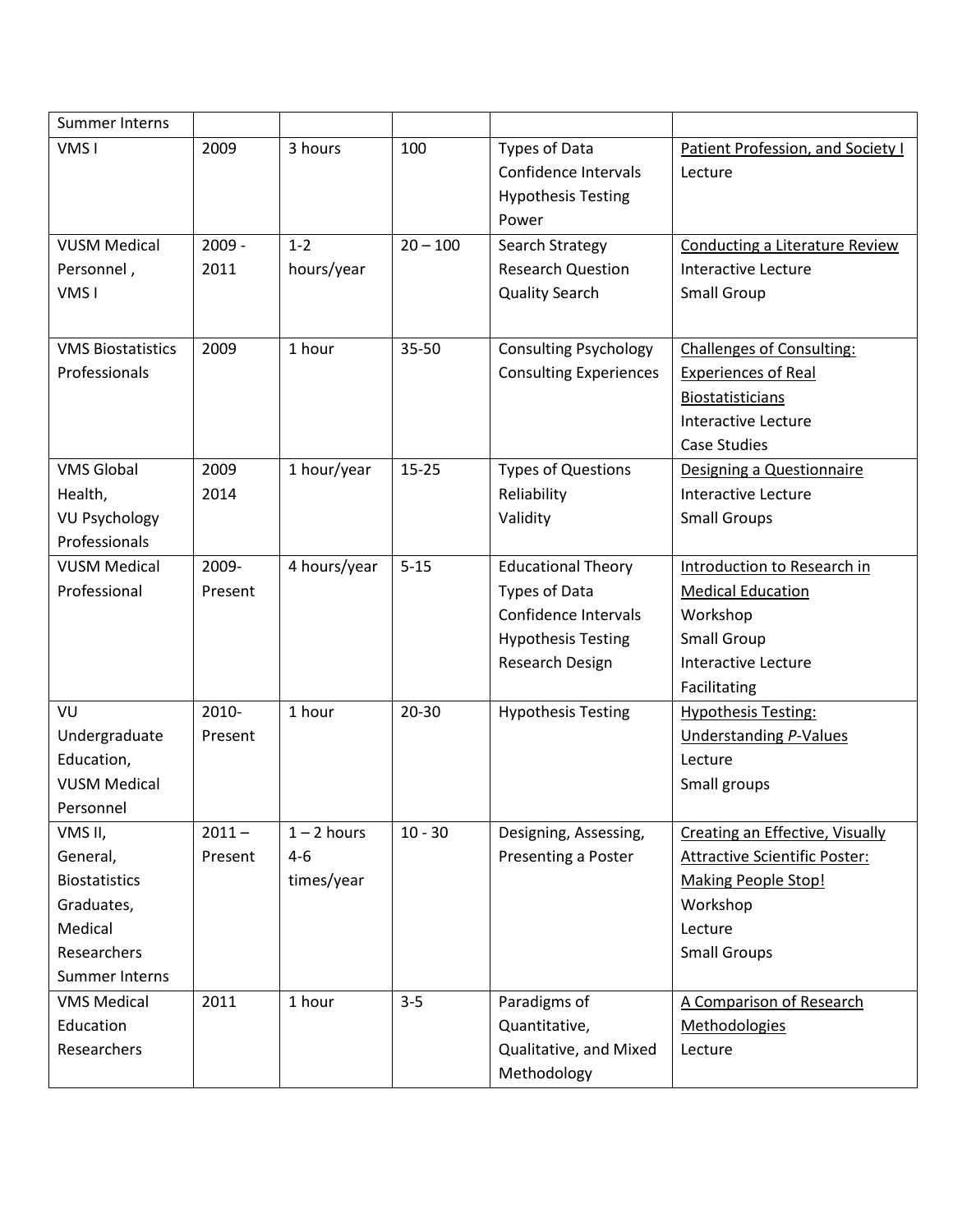| Summer Interns | | | | | |
|---|---|---|---|---|---|
| VMS I | 2009 | 3 hours | 100 | Types of Data<br>Confidence Intervals<br>Hypothesis Testing<br>Power | Patient Profession, and Society I<br>Lecture |
| VUSM Medical Personnel ,<br>VMS I | 2009 - 2011 | 1-2 hours/year | 20 – 100 | Search Strategy<br>Research Question<br>Quality Search | Conducting a Literature Review<br>Interactive Lecture<br>Small Group |
| VMS Biostatistics Professionals | 2009 | 1 hour | 35-50 | Consulting Psychology<br>Consulting Experiences | Challenges of Consulting: Experiences of Real Biostatisticians<br>Interactive Lecture<br>Case Studies |
| VMS Global Health,<br>VU Psychology Professionals | 2009<br>2014 | 1 hour/year | 15-25 | Types of Questions<br>Reliability<br>Validity | Designing a Questionnaire<br>Interactive Lecture<br>Small Groups |
| VUSM Medical Professional | 2009-Present | 4 hours/year | 5-15 | Educational Theory<br>Types of Data<br>Confidence Intervals<br>Hypothesis Testing<br>Research Design | Introduction to Research in Medical Education<br>Workshop<br>Small Group<br>Interactive Lecture<br>Facilitating |
| VU Undergraduate Education,<br>VUSM Medical Personnel | 2010-Present | 1 hour | 20-30 | Hypothesis Testing | Hypothesis Testing: Understanding *P*-Values<br>Lecture<br>Small groups |
| VMS II,<br>General,<br>Biostatistics Graduates,<br>Medical Researchers<br>Summer Interns | 2011 – Present | 1 – 2 hours<br>4-6 times/year | 10 - 30 | Designing, Assessing, Presenting a Poster | Creating an Effective, Visually Attractive Scientific Poster: Making People Stop!<br>Workshop<br>Lecture<br>Small Groups |
| VMS Medical Education Researchers | 2011 | 1 hour | 3-5 | Paradigms of Quantitative, Qualitative, and Mixed Methodology | A Comparison of Research Methodologies<br>Lecture |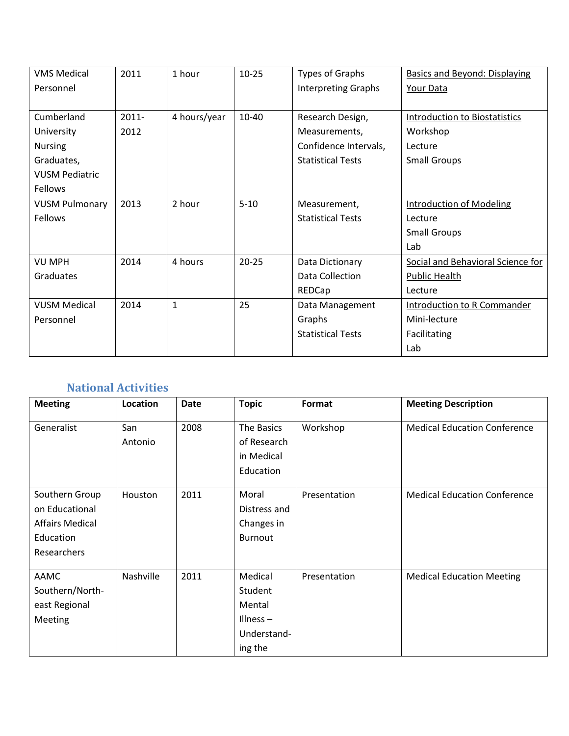| | | | | | |
|---|---|---|---|---|---|
| VMS Medical Personnel | 2011 | 1 hour | 10-25 | Types of Graphs<br>Interpreting Graphs | Basics and Beyond: Displaying Your Data |
| Cumberland University Nursing Graduates, VUSM Pediatric Fellows | 2011-2012 | 4 hours/year | 10-40 | Research Design,<br>Measurements,<br>Confidence Intervals,<br>Statistical Tests | Introduction to Biostatistics<br>Workshop<br>Lecture<br>Small Groups |
| VUSM Pulmonary Fellows | 2013 | 2 hour | 5-10 | Measurement,<br>Statistical Tests | Introduction of Modeling<br>Lecture<br>Small Groups<br>Lab |
| VU MPH Graduates | 2014 | 4 hours | 20-25 | Data Dictionary<br>Data Collection<br>REDCap | Social and Behavioral Science for Public Health<br>Lecture |
| VUSM Medical Personnel | 2014 | 1 | 25 | Data Management<br>Graphs<br>Statistical Tests | Introduction to R Commander<br>Mini-lecture<br>Facilitating<br>Lab |

### National Activities

| Meeting | Location | Date | Topic | Format | Meeting Description |
|---|---|---|---|---|---|
| Generalist | San Antonio | 2008 | The Basics of Research in Medical Education | Workshop | Medical Education Conference |
| Southern Group on Educational Affairs Medical Education Researchers | Houston | 2011 | Moral Distress and Changes in Burnout | Presentation | Medical Education Conference |
| AAMC Southern/North-east Regional Meeting | Nashville | 2011 | Medical Student Mental Illness – Understand-ing the | Presentation | Medical Education Meeting |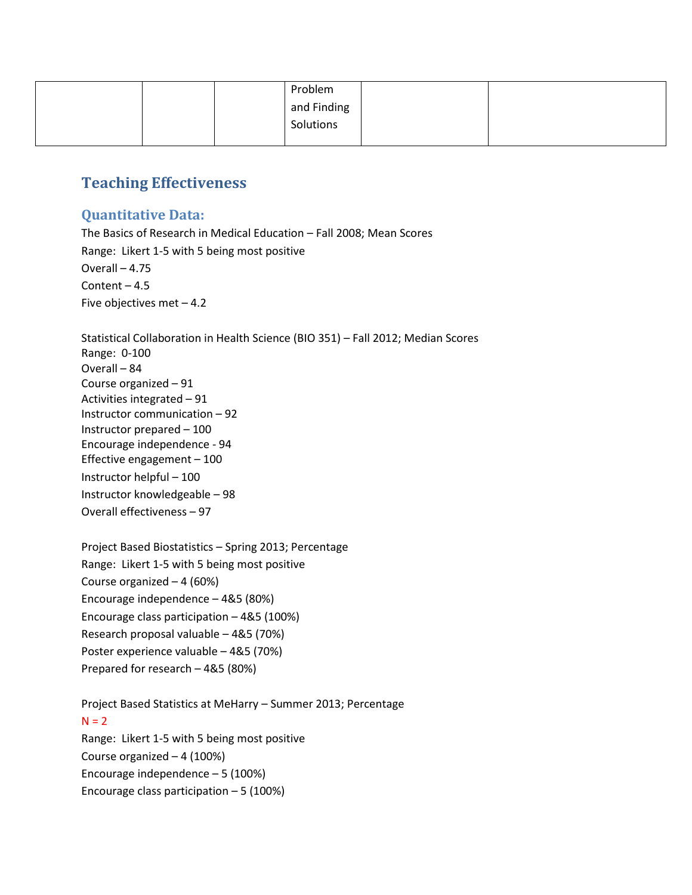|  |  |  | Problem and Finding Solutions |  |  |
|---|---|---|---|---|---|

## Teaching Effectiveness

### Quantitative Data:

The Basics of Research in Medical Education – Fall 2008; Mean Scores
Range: Likert 1-5 with 5 being most positive
Overall – 4.75
Content – 4.5
Five objectives met – 4.2

Statistical Collaboration in Health Science (BIO 351) – Fall 2012; Median Scores
Range: 0-100
Overall – 84
Course organized – 91
Activities integrated – 91
Instructor communication – 92
Instructor prepared – 100
Encourage independence - 94
Effective engagement – 100
Instructor helpful – 100
Instructor knowledgeable – 98
Overall effectiveness – 97

Project Based Biostatistics – Spring 2013; Percentage
Range: Likert 1-5 with 5 being most positive
Course organized – 4 (60%)
Encourage independence – 4&5 (80%)
Encourage class participation – 4&5 (100%)
Research proposal valuable – 4&5 (70%)
Poster experience valuable – 4&5 (70%)
Prepared for research – 4&5 (80%)

Project Based Statistics at MeHarry – Summer 2013; Percentage
N = 2
Range: Likert 1-5 with 5 being most positive
Course organized – 4 (100%)
Encourage independence – 5 (100%)
Encourage class participation – 5 (100%)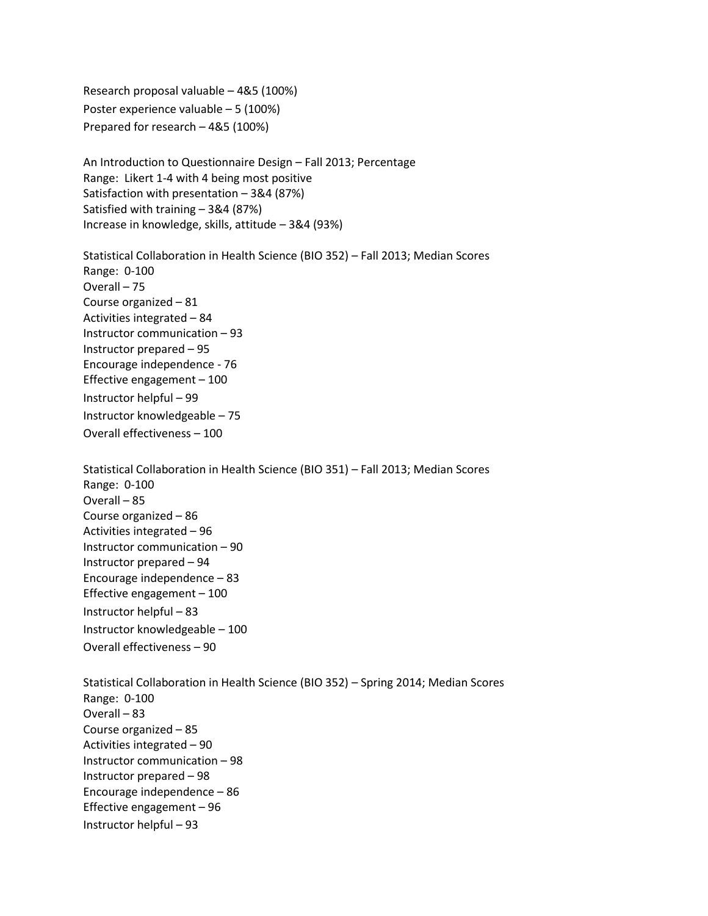Research proposal valuable – 4&5 (100%)
Poster experience valuable – 5 (100%)
Prepared for research – 4&5 (100%)

An Introduction to Questionnaire Design – Fall 2013; Percentage
Range: Likert 1-4 with 4 being most positive
Satisfaction with presentation – 3&4 (87%)
Satisfied with training – 3&4 (87%)
Increase in knowledge, skills, attitude – 3&4 (93%)

Statistical Collaboration in Health Science (BIO 352) – Fall 2013; Median Scores
Range: 0-100
Overall – 75
Course organized – 81
Activities integrated – 84
Instructor communication – 93
Instructor prepared – 95
Encourage independence - 76
Effective engagement – 100
Instructor helpful – 99
Instructor knowledgeable – 75
Overall effectiveness – 100

Statistical Collaboration in Health Science (BIO 351) – Fall 2013; Median Scores
Range: 0-100
Overall – 85
Course organized – 86
Activities integrated – 96
Instructor communication – 90
Instructor prepared – 94
Encourage independence – 83
Effective engagement – 100
Instructor helpful – 83
Instructor knowledgeable – 100
Overall effectiveness – 90

Statistical Collaboration in Health Science (BIO 352) – Spring 2014; Median Scores
Range: 0-100
Overall – 83
Course organized – 85
Activities integrated – 90
Instructor communication – 98
Instructor prepared – 98
Encourage independence – 86
Effective engagement – 96
Instructor helpful – 93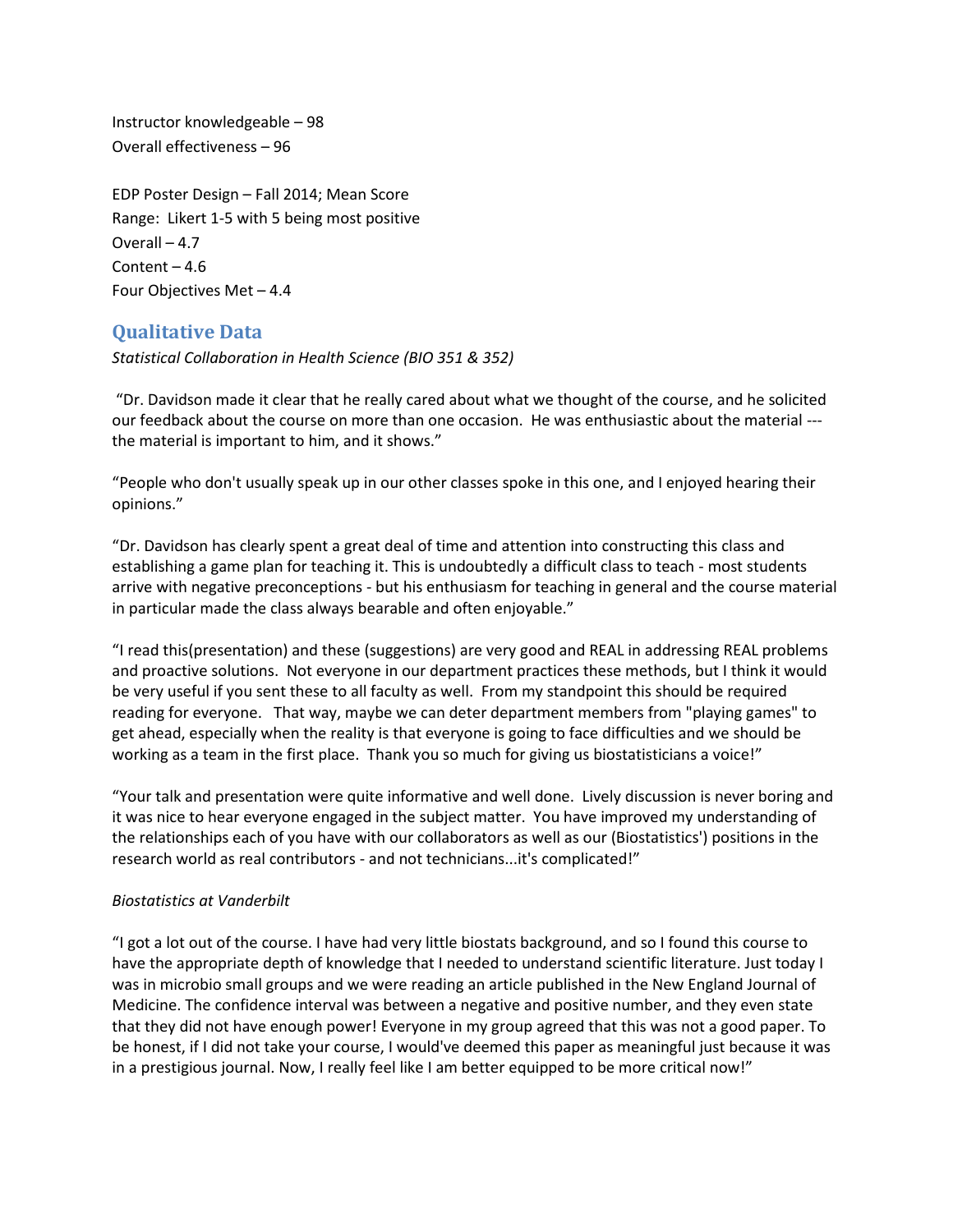Instructor knowledgeable – 98
Overall effectiveness – 96

EDP Poster Design – Fall 2014; Mean Score
Range: Likert 1-5 with 5 being most positive
Overall – 4.7
Content – 4.6
Four Objectives Met – 4.4

## Qualitative Data

*Statistical Collaboration in Health Science (BIO 351 & 352)*

"Dr. Davidson made it clear that he really cared about what we thought of the course, and he solicited our feedback about the course on more than one occasion. He was enthusiastic about the material --- the material is important to him, and it shows."

"People who don't usually speak up in our other classes spoke in this one, and I enjoyed hearing their opinions."

"Dr. Davidson has clearly spent a great deal of time and attention into constructing this class and establishing a game plan for teaching it. This is undoubtedly a difficult class to teach - most students arrive with negative preconceptions - but his enthusiasm for teaching in general and the course material in particular made the class always bearable and often enjoyable."

"I read this(presentation) and these (suggestions) are very good and REAL in addressing REAL problems and proactive solutions. Not everyone in our department practices these methods, but I think it would be very useful if you sent these to all faculty as well. From my standpoint this should be required reading for everyone. That way, maybe we can deter department members from "playing games" to get ahead, especially when the reality is that everyone is going to face difficulties and we should be working as a team in the first place. Thank you so much for giving us biostatisticians a voice!"

"Your talk and presentation were quite informative and well done. Lively discussion is never boring and it was nice to hear everyone engaged in the subject matter. You have improved my understanding of the relationships each of you have with our collaborators as well as our (Biostatistics') positions in the research world as real contributors - and not technicians...it's complicated!"

*Biostatistics at Vanderbilt*

"I got a lot out of the course. I have had very little biostats background, and so I found this course to have the appropriate depth of knowledge that I needed to understand scientific literature. Just today I was in microbio small groups and we were reading an article published in the New England Journal of Medicine. The confidence interval was between a negative and positive number, and they even state that they did not have enough power! Everyone in my group agreed that this was not a good paper. To be honest, if I did not take your course, I would've deemed this paper as meaningful just because it was in a prestigious journal. Now, I really feel like I am better equipped to be more critical now!"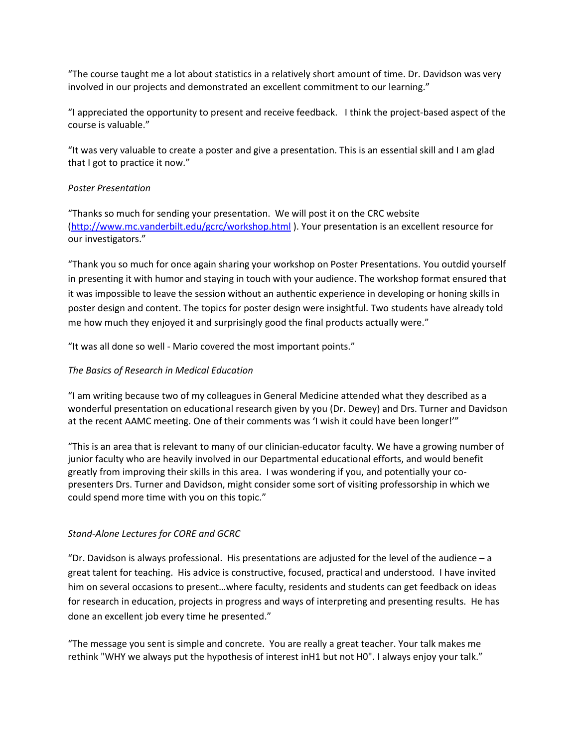"The course taught me a lot about statistics in a relatively short amount of time. Dr. Davidson was very involved in our projects and demonstrated an excellent commitment to our learning."

"I appreciated the opportunity to present and receive feedback. I think the project-based aspect of the course is valuable."

"It was very valuable to create a poster and give a presentation. This is an essential skill and I am glad that I got to practice it now."

*Poster Presentation*

"Thanks so much for sending your presentation. We will post it on the CRC website (http://www.mc.vanderbilt.edu/gcrc/workshop.html ). Your presentation is an excellent resource for our investigators."

"Thank you so much for once again sharing your workshop on Poster Presentations. You outdid yourself in presenting it with humor and staying in touch with your audience. The workshop format ensured that it was impossible to leave the session without an authentic experience in developing or honing skills in poster design and content. The topics for poster design were insightful. Two students have already told me how much they enjoyed it and surprisingly good the final products actually were."

"It was all done so well - Mario covered the most important points."

*The Basics of Research in Medical Education*

"I am writing because two of my colleagues in General Medicine attended what they described as a wonderful presentation on educational research given by you (Dr. Dewey) and Drs. Turner and Davidson at the recent AAMC meeting. One of their comments was 'I wish it could have been longer!'"

"This is an area that is relevant to many of our clinician-educator faculty. We have a growing number of junior faculty who are heavily involved in our Departmental educational efforts, and would benefit greatly from improving their skills in this area. I was wondering if you, and potentially your co-presenters Drs. Turner and Davidson, might consider some sort of visiting professorship in which we could spend more time with you on this topic."

*Stand-Alone Lectures for CORE and GCRC*

"Dr. Davidson is always professional. His presentations are adjusted for the level of the audience – a great talent for teaching. His advice is constructive, focused, practical and understood. I have invited him on several occasions to present…where faculty, residents and students can get feedback on ideas for research in education, projects in progress and ways of interpreting and presenting results. He has done an excellent job every time he presented."

"The message you sent is simple and concrete. You are really a great teacher. Your talk makes me rethink "WHY we always put the hypothesis of interest inH1 but not H0". I always enjoy your talk."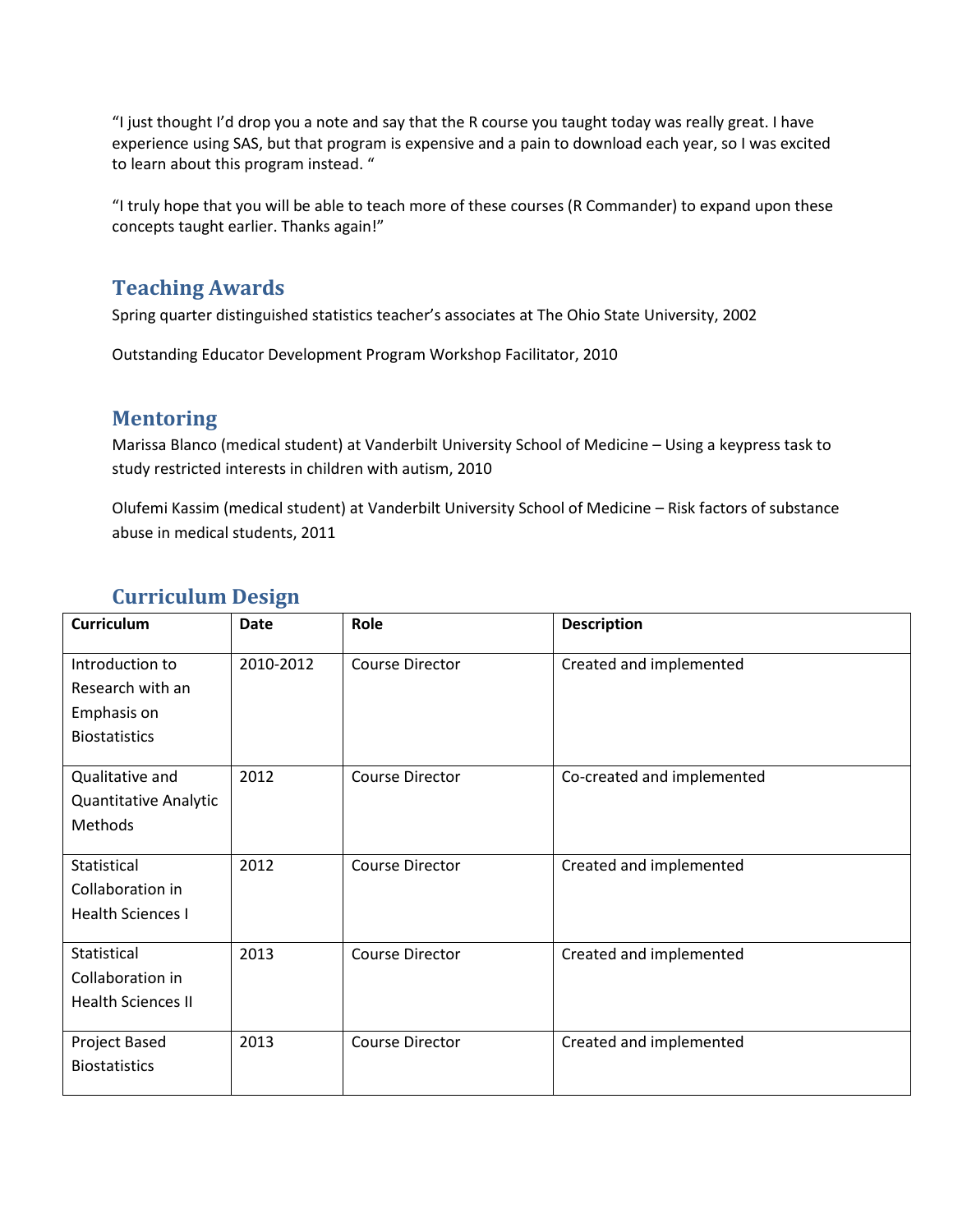"I just thought I'd drop you a note and say that the R course you taught today was really great. I have experience using SAS, but that program is expensive and a pain to download each year, so I was excited to learn about this program instead. "

"I truly hope that you will be able to teach more of these courses (R Commander) to expand upon these concepts taught earlier. Thanks again!"

## Teaching Awards

Spring quarter distinguished statistics teacher's associates at The Ohio State University, 2002

Outstanding Educator Development Program Workshop Facilitator, 2010

## Mentoring

Marissa Blanco (medical student) at Vanderbilt University School of Medicine – Using a keypress task to study restricted interests in children with autism, 2010

Olufemi Kassim (medical student) at Vanderbilt University School of Medicine – Risk factors of substance abuse in medical students, 2011

## Curriculum Design

| Curriculum | Date | Role | Description |
|---|---|---|---|
| Introduction to Research with an Emphasis on Biostatistics | 2010-2012 | Course Director | Created and implemented |
| Qualitative and Quantitative Analytic Methods | 2012 | Course Director | Co-created and implemented |
| Statistical Collaboration in Health Sciences I | 2012 | Course Director | Created and implemented |
| Statistical Collaboration in Health Sciences II | 2013 | Course Director | Created and implemented |
| Project Based Biostatistics | 2013 | Course Director | Created and implemented |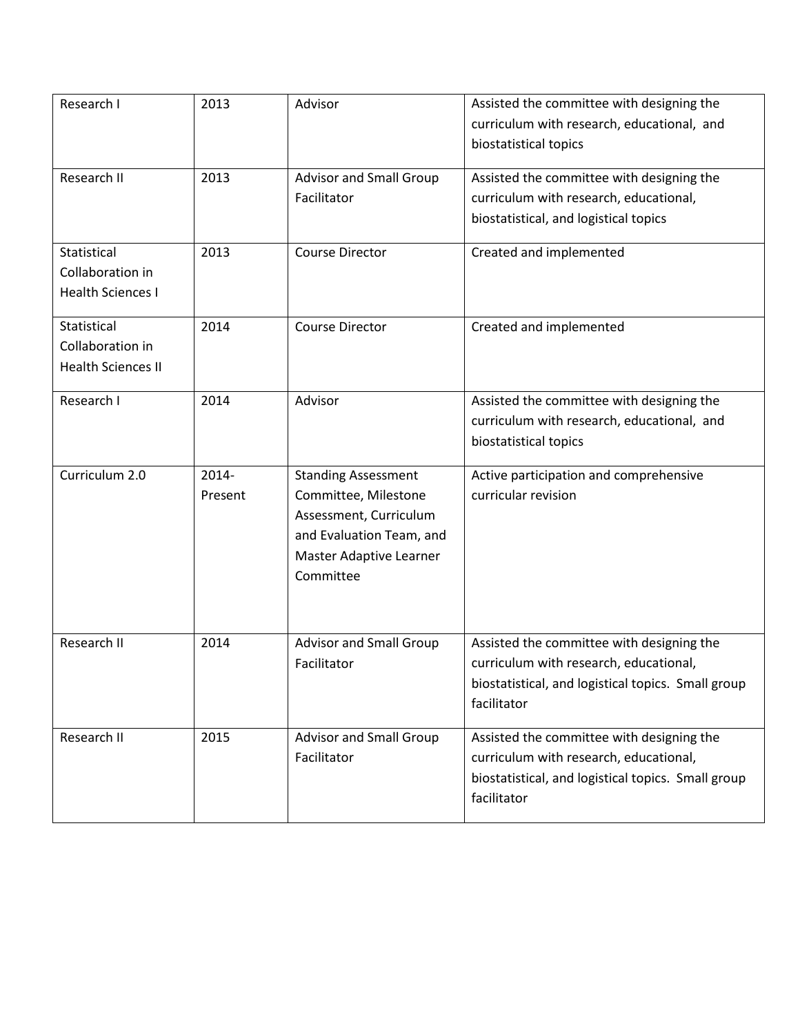| Research I | 2013 | Advisor | Assisted the committee with designing the curriculum with research, educational, and biostatistical topics |
|---|---|---|---|
| Research II | 2013 | Advisor and Small Group Facilitator | Assisted the committee with designing the curriculum with research, educational, biostatistical, and logistical topics |
| Statistical Collaboration in Health Sciences I | 2013 | Course Director | Created and implemented |
| Statistical Collaboration in Health Sciences II | 2014 | Course Director | Created and implemented |
| Research I | 2014 | Advisor | Assisted the committee with designing the curriculum with research, educational, and biostatistical topics |
| Curriculum 2.0 | 2014-Present | Standing Assessment Committee, Milestone Assessment, Curriculum and Evaluation Team, and Master Adaptive Learner Committee | Active participation and comprehensive curricular revision |
| Research II | 2014 | Advisor and Small Group Facilitator | Assisted the committee with designing the curriculum with research, educational, biostatistical, and logistical topics. Small group facilitator |
| Research II | 2015 | Advisor and Small Group Facilitator | Assisted the committee with designing the curriculum with research, educational, biostatistical, and logistical topics. Small group facilitator |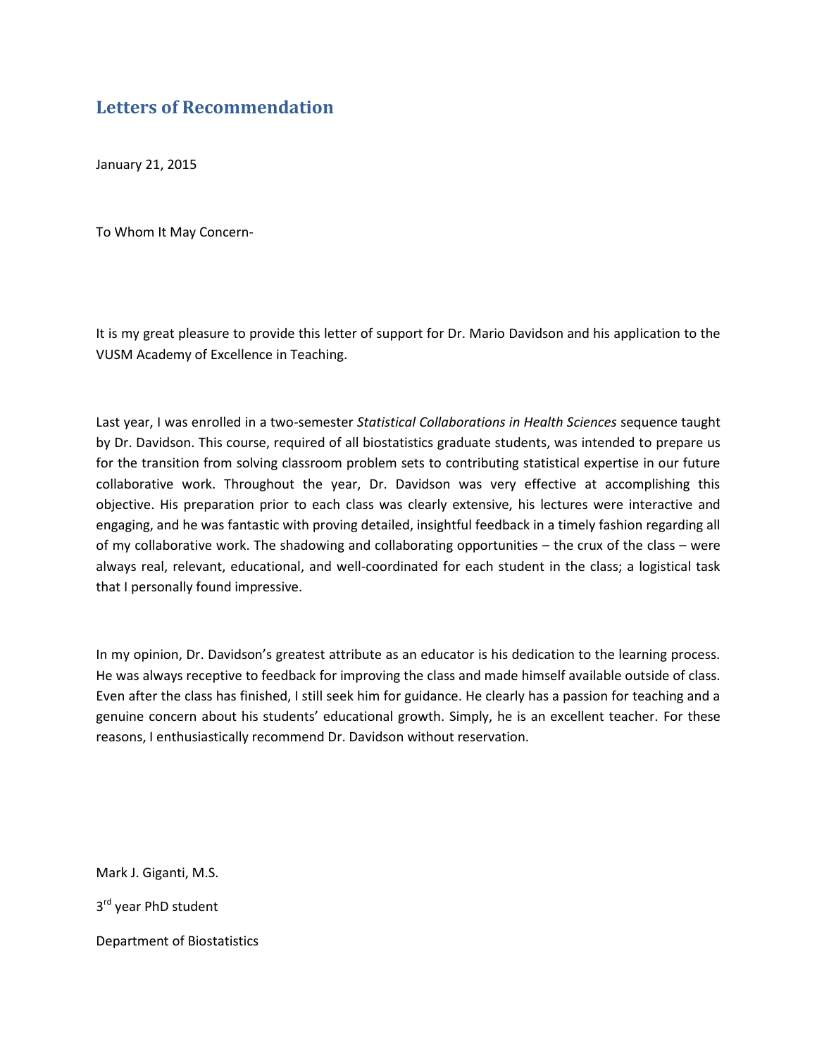## Letters of Recommendation

January 21, 2015

To Whom It May Concern-

It is my great pleasure to provide this letter of support for Dr. Mario Davidson and his application to the VUSM Academy of Excellence in Teaching.

Last year, I was enrolled in a two-semester *Statistical Collaborations in Health Sciences* sequence taught by Dr. Davidson. This course, required of all biostatistics graduate students, was intended to prepare us for the transition from solving classroom problem sets to contributing statistical expertise in our future collaborative work. Throughout the year, Dr. Davidson was very effective at accomplishing this objective. His preparation prior to each class was clearly extensive, his lectures were interactive and engaging, and he was fantastic with proving detailed, insightful feedback in a timely fashion regarding all of my collaborative work. The shadowing and collaborating opportunities – the crux of the class – were always real, relevant, educational, and well-coordinated for each student in the class; a logistical task that I personally found impressive.

In my opinion, Dr. Davidson's greatest attribute as an educator is his dedication to the learning process. He was always receptive to feedback for improving the class and made himself available outside of class. Even after the class has finished, I still seek him for guidance. He clearly has a passion for teaching and a genuine concern about his students' educational growth. Simply, he is an excellent teacher. For these reasons, I enthusiastically recommend Dr. Davidson without reservation.

Mark J. Giganti, M.S.

3rd year PhD student

Department of Biostatistics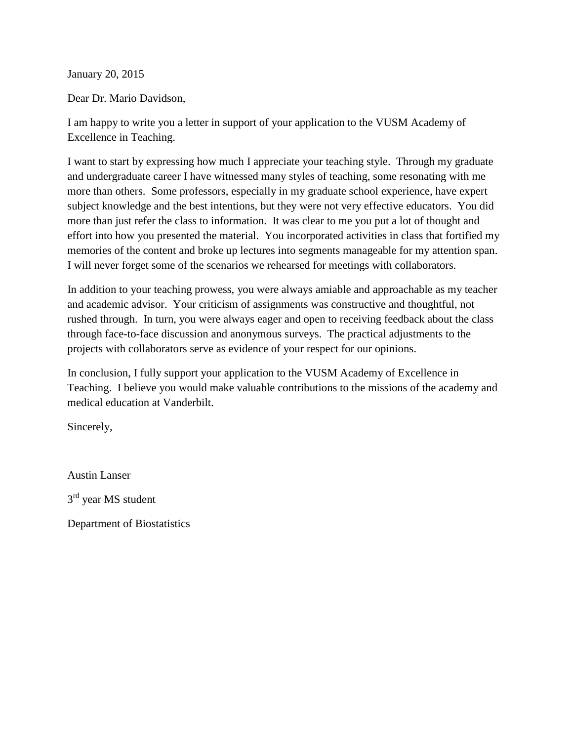January 20, 2015

Dear Dr. Mario Davidson,

I am happy to write you a letter in support of your application to the VUSM Academy of Excellence in Teaching.

I want to start by expressing how much I appreciate your teaching style. Through my graduate and undergraduate career I have witnessed many styles of teaching, some resonating with me more than others. Some professors, especially in my graduate school experience, have expert subject knowledge and the best intentions, but they were not very effective educators. You did more than just refer the class to information. It was clear to me you put a lot of thought and effort into how you presented the material. You incorporated activities in class that fortified my memories of the content and broke up lectures into segments manageable for my attention span. I will never forget some of the scenarios we rehearsed for meetings with collaborators.

In addition to your teaching prowess, you were always amiable and approachable as my teacher and academic advisor. Your criticism of assignments was constructive and thoughtful, not rushed through. In turn, you were always eager and open to receiving feedback about the class through face-to-face discussion and anonymous surveys. The practical adjustments to the projects with collaborators serve as evidence of your respect for our opinions.

In conclusion, I fully support your application to the VUSM Academy of Excellence in Teaching. I believe you would make valuable contributions to the missions of the academy and medical education at Vanderbilt.

Sincerely,

Austin Lanser

3rd year MS student

Department of Biostatistics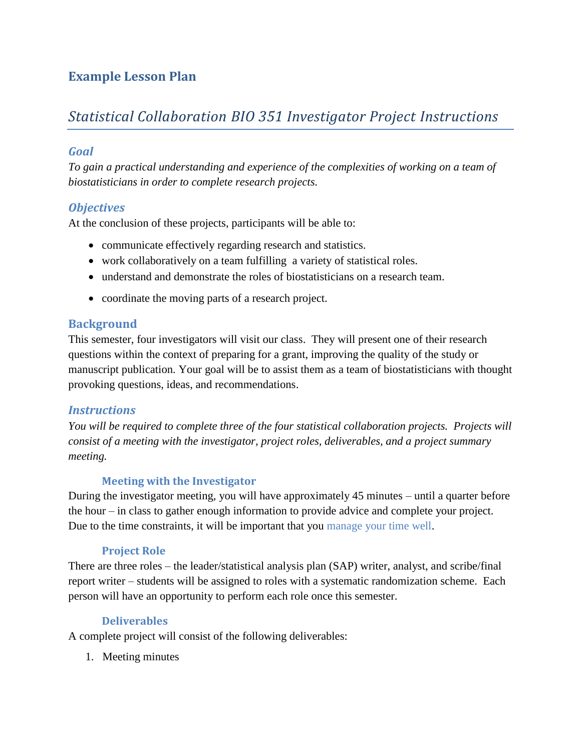## Example Lesson Plan

# *Statistical Collaboration BIO 351 Investigator Project Instructions*

### *Goal*

*To gain a practical understanding and experience of the complexities of working on a team of biostatisticians in order to complete research projects.*

### *Objectives*

At the conclusion of these projects, participants will be able to:

- communicate effectively regarding research and statistics.
- work collaboratively on a team fulfilling a variety of statistical roles.
- understand and demonstrate the roles of biostatisticians on a research team.
- coordinate the moving parts of a research project.

### Background

This semester, four investigators will visit our class. They will present one of their research questions within the context of preparing for a grant, improving the quality of the study or manuscript publication. Your goal will be to assist them as a team of biostatisticians with thought provoking questions, ideas, and recommendations.

### *Instructions*

*You will be required to complete three of the four statistical collaboration projects. Projects will consist of a meeting with the investigator, project roles, deliverables, and a project summary meeting.*

#### Meeting with the Investigator

During the investigator meeting, you will have approximately 45 minutes – until a quarter before the hour – in class to gather enough information to provide advice and complete your project. Due to the time constraints, it will be important that you manage your time well.

#### Project Role

There are three roles – the leader/statistical analysis plan (SAP) writer, analyst, and scribe/final report writer – students will be assigned to roles with a systematic randomization scheme. Each person will have an opportunity to perform each role once this semester.

#### Deliverables

A complete project will consist of the following deliverables:

1. Meeting minutes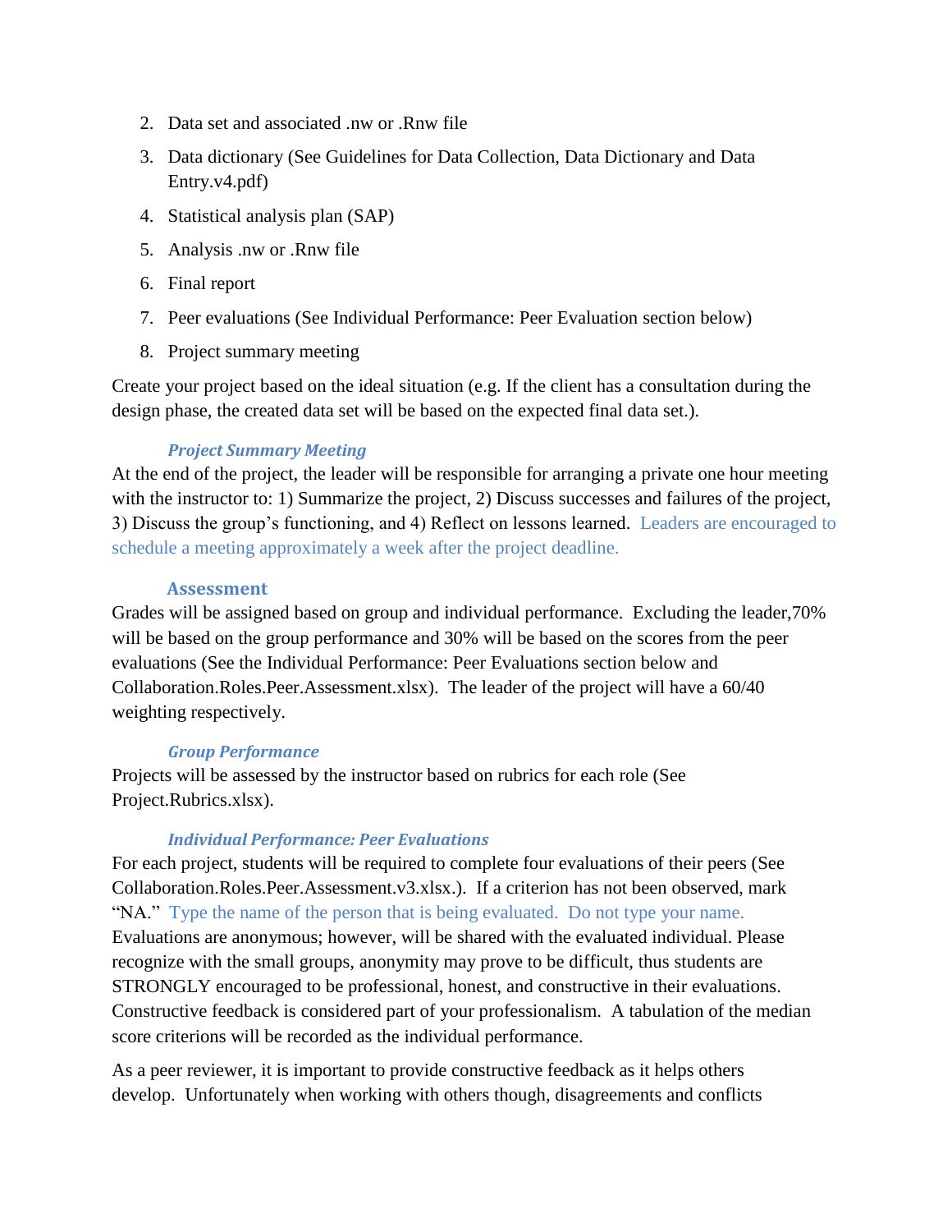2. Data set and associated .nw or .Rnw file
3. Data dictionary (See Guidelines for Data Collection, Data Dictionary and Data Entry.v4.pdf)
4. Statistical analysis plan (SAP)
5. Analysis .nw or .Rnw file
6. Final report
7. Peer evaluations (See Individual Performance: Peer Evaluation section below)
8. Project summary meeting

Create your project based on the ideal situation (e.g. If the client has a consultation during the design phase, the created data set will be based on the expected final data set.).

#### *Project Summary Meeting*

At the end of the project, the leader will be responsible for arranging a private one hour meeting with the instructor to: 1) Summarize the project, 2) Discuss successes and failures of the project, 3) Discuss the group's functioning, and 4) Reflect on lessons learned. Leaders are encouraged to schedule a meeting approximately a week after the project deadline.

### Assessment

Grades will be assigned based on group and individual performance. Excluding the leader,70% will be based on the group performance and 30% will be based on the scores from the peer evaluations (See the Individual Performance: Peer Evaluations section below and Collaboration.Roles.Peer.Assessment.xlsx). The leader of the project will have a 60/40 weighting respectively.

#### *Group Performance*

Projects will be assessed by the instructor based on rubrics for each role (See Project.Rubrics.xlsx).

#### *Individual Performance: Peer Evaluations*

For each project, students will be required to complete four evaluations of their peers (See Collaboration.Roles.Peer.Assessment.v3.xlsx.). If a criterion has not been observed, mark "NA." Type the name of the person that is being evaluated. Do not type your name. Evaluations are anonymous; however, will be shared with the evaluated individual. Please recognize with the small groups, anonymity may prove to be difficult, thus students are STRONGLY encouraged to be professional, honest, and constructive in their evaluations. Constructive feedback is considered part of your professionalism. A tabulation of the median score criterions will be recorded as the individual performance.

As a peer reviewer, it is important to provide constructive feedback as it helps others develop. Unfortunately when working with others though, disagreements and conflicts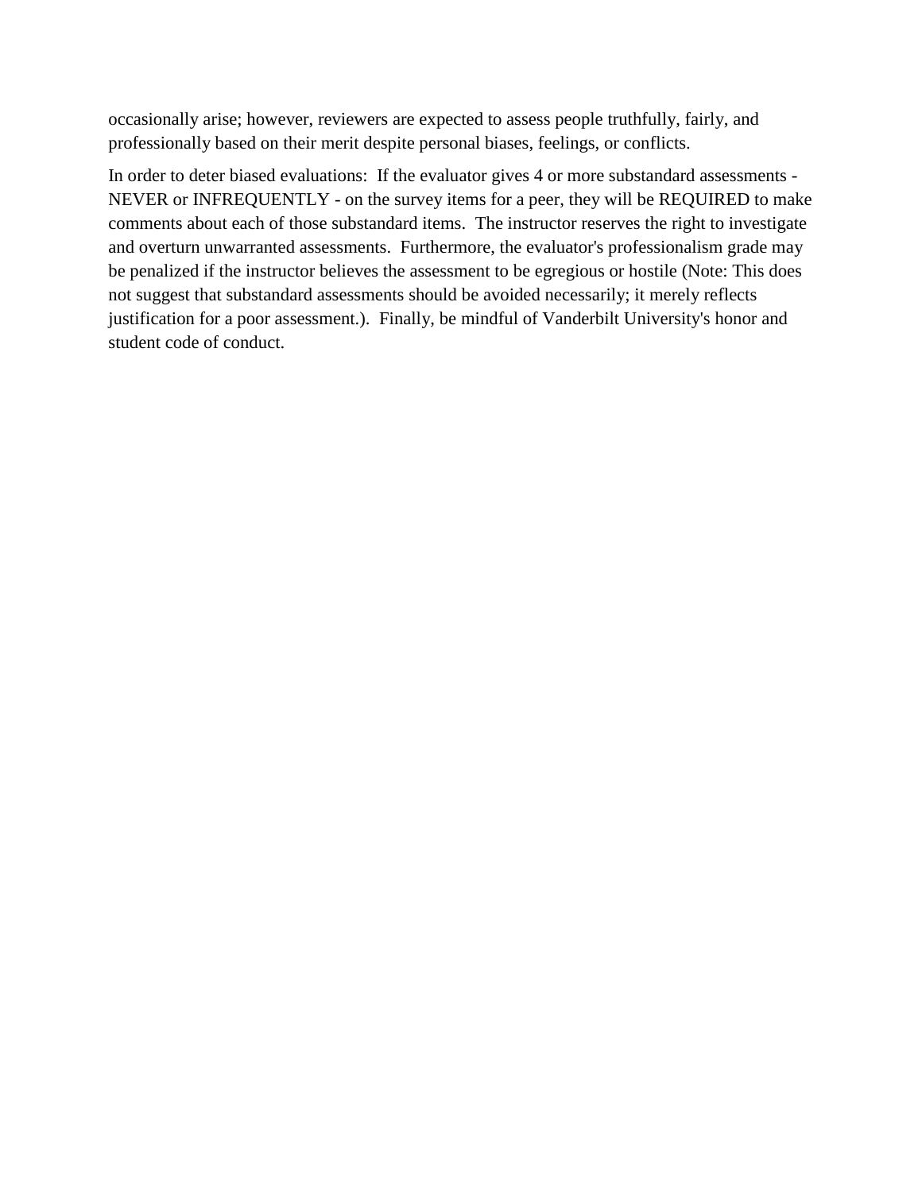occasionally arise; however, reviewers are expected to assess people truthfully, fairly, and professionally based on their merit despite personal biases, feelings, or conflicts.

In order to deter biased evaluations: If the evaluator gives 4 or more substandard assessments - NEVER or INFREQUENTLY - on the survey items for a peer, they will be REQUIRED to make comments about each of those substandard items. The instructor reserves the right to investigate and overturn unwarranted assessments. Furthermore, the evaluator's professionalism grade may be penalized if the instructor believes the assessment to be egregious or hostile (Note: This does not suggest that substandard assessments should be avoided necessarily; it merely reflects justification for a poor assessment.). Finally, be mindful of Vanderbilt University's honor and student code of conduct.